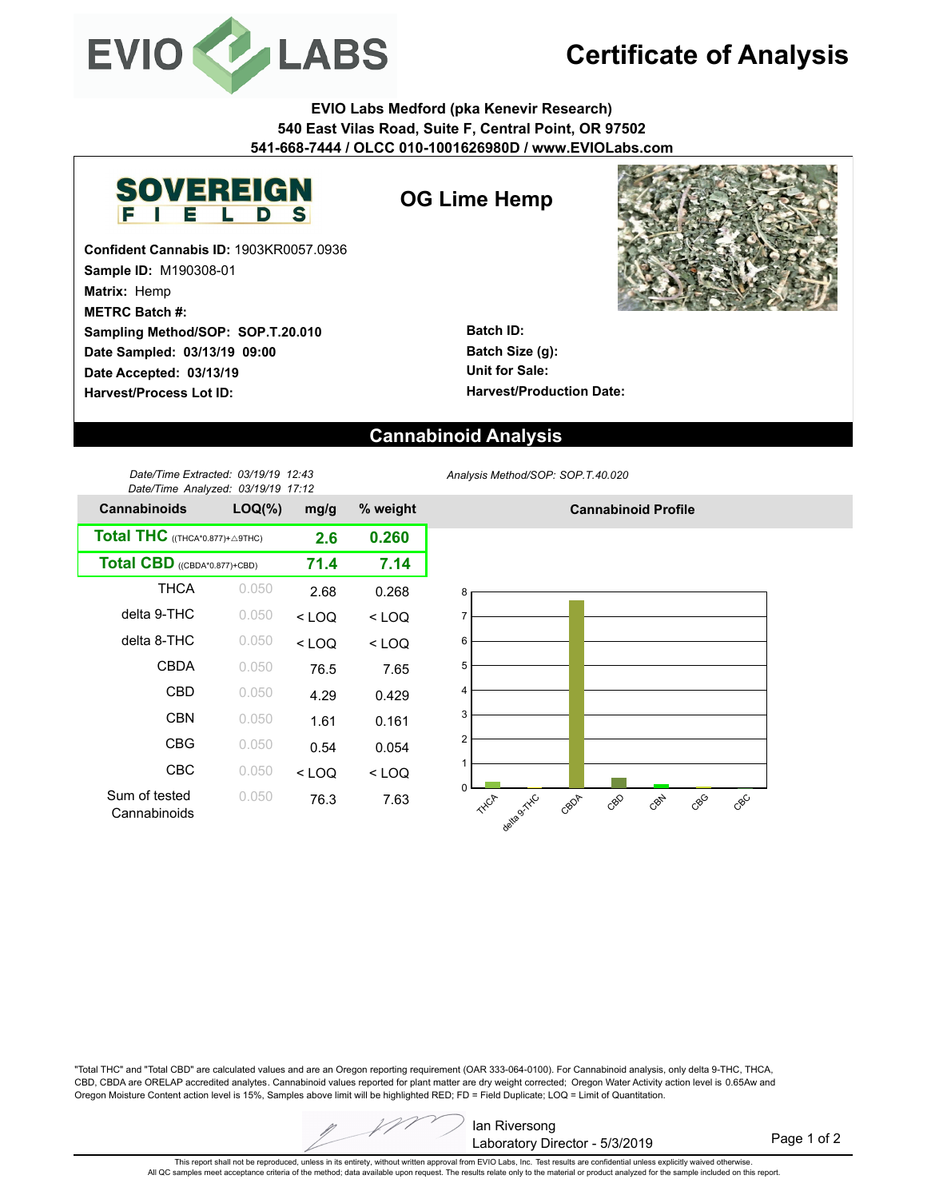# EVIO LABS

# Certificate of Analysis

**EVIO Labs Medford (pka Kenevir Research)**
**540 East Vilas Road, Suite F, Central Point, OR 97502**
**541-668-7444 / OLCC 010-1001626980D / www.EVIOLabs.com**

SOVEREIGN FIELDS

## OG Lime Hemp

**Confident Cannabis ID:** 1903KR0057.0936
**Sample ID:** M190308-01
**Matrix:** Hemp
**METRC Batch #:**
**Sampling Method/SOP: SOP.T.20.010**
**Date Sampled: 03/13/19 09:00**
**Date Accepted: 03/13/19**
**Harvest/Process Lot ID:**

**Batch ID:**
**Batch Size (g):**
**Unit for Sale:**
**Harvest/Production Date:**

## Cannabinoid Analysis

*Date/Time Extracted: 03/19/19 12:43*
*Date/Time Analyzed: 03/19/19 17:12*

*Analysis Method/SOP: SOP.T.40.020*

| Cannabinoids | LOQ(%) | mg/g | % weight |
|---|---|---|---|
| **Total THC** ((THCA*0.877)+△9THC) | | **2.6** | **0.260** |
| **Total CBD** ((CBDA*0.877)+CBD) | | **71.4** | **7.14** |
| THCA | 0.050 | 2.68 | 0.268 |
| delta 9-THC | 0.050 | < LOQ | < LOQ |
| delta 8-THC | 0.050 | < LOQ | < LOQ |
| CBDA | 0.050 | 76.5 | 7.65 |
| CBD | 0.050 | 4.29 | 0.429 |
| CBN | 0.050 | 1.61 | 0.161 |
| CBG | 0.050 | 0.54 | 0.054 |
| CBC | 0.050 | < LOQ | < LOQ |
| Sum of tested Cannabinoids | 0.050 | 76.3 | 7.63 |

**Cannabinoid Profile**

"Total THC" and "Total CBD" are calculated values and are an Oregon reporting requirement (OAR 333-064-0100). For Cannabinoid analysis, only delta 9-THC, THCA, CBD, CBDA are ORELAP accredited analytes. Cannabinoid values reported for plant matter are dry weight corrected; Oregon Water Activity action level is 0.65Aw and Oregon Moisture Content action level is 15%, Samples above limit will be highlighted RED; FD = Field Duplicate; LOQ = Limit of Quantitation.

Ian Riversong
Laboratory Director - 5/3/2019

This report shall not be reproduced, unless in its entirety, without written approval from EVIO Labs, Inc. Test results are confidential unless explicitly waived otherwise.
All QC samples meet acceptance criteria of the method; data available upon request. The results relate only to the material or product analyzed for the sample included on this report.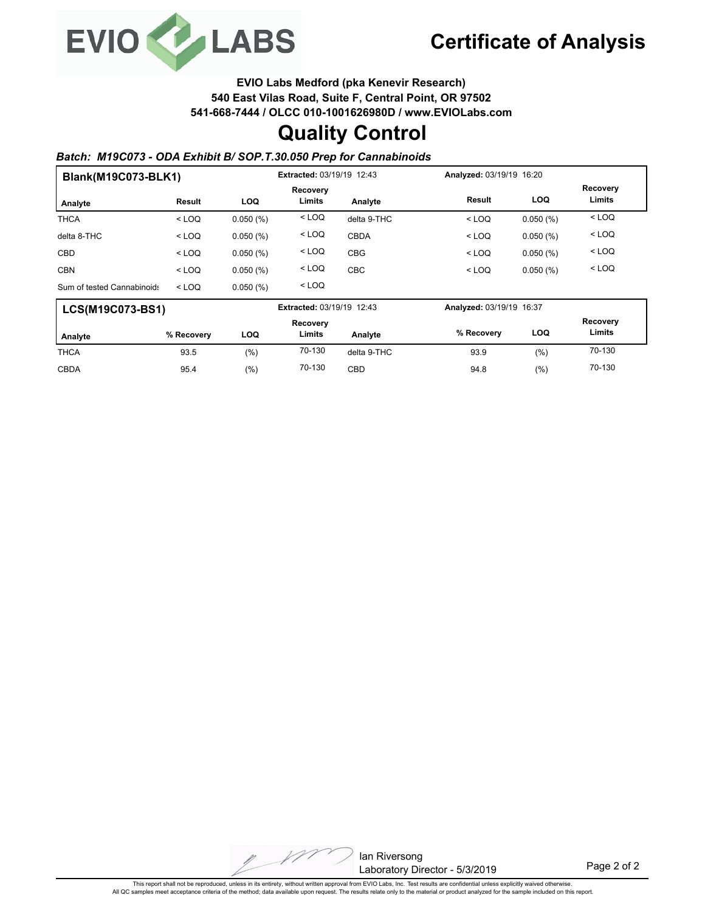# Certificate of Analysis

**EVIO Labs Medford (pka Kenevir Research)**
**540 East Vilas Road, Suite F, Central Point, OR 97502**
**541-668-7444 / OLCC 010-1001626980D / www.EVIOLabs.com**

# Quality Control

***Batch: M19C073 - ODA Exhibit B/ SOP.T.30.050 Prep for Cannabinoids***

**Blank(M19C073-BLK1)** — **Extracted:** 03/19/19 12:43 — **Analyzed:** 03/19/19 16:20

| Analyte | Result | LOQ | Recovery Limits | Analyte | Result | LOQ | Recovery Limits |
|---|---|---|---|---|---|---|---|
| THCA | < LOQ | 0.050 (%) | < LOQ | delta 9-THC | < LOQ | 0.050 (%) | < LOQ |
| delta 8-THC | < LOQ | 0.050 (%) | < LOQ | CBDA | < LOQ | 0.050 (%) | < LOQ |
| CBD | < LOQ | 0.050 (%) | < LOQ | CBG | < LOQ | 0.050 (%) | < LOQ |
| CBN | < LOQ | 0.050 (%) | < LOQ | CBC | < LOQ | 0.050 (%) | < LOQ |
| Sum of tested Cannabinoids | < LOQ | 0.050 (%) | < LOQ | | | | |

**LCS(M19C073-BS1)** — **Extracted:** 03/19/19 12:43 — **Analyzed:** 03/19/19 16:37

| Analyte | % Recovery | LOQ | Recovery Limits | Analyte | % Recovery | LOQ | Recovery Limits |
|---|---|---|---|---|---|---|---|
| THCA | 93.5 | (%) | 70-130 | delta 9-THC | 93.9 | (%) | 70-130 |
| CBDA | 95.4 | (%) | 70-130 | CBD | 94.8 | (%) | 70-130 |

Ian Riversong
Laboratory Director - 5/3/2019

This report shall not be reproduced, unless in its entirety, without written approval from EVIO Labs, Inc. Test results are confidential unless explicitly waived otherwise.
All QC samples meet acceptance criteria of the method; data available upon request. The results relate only to the material or product analyzed for the sample included on this report.